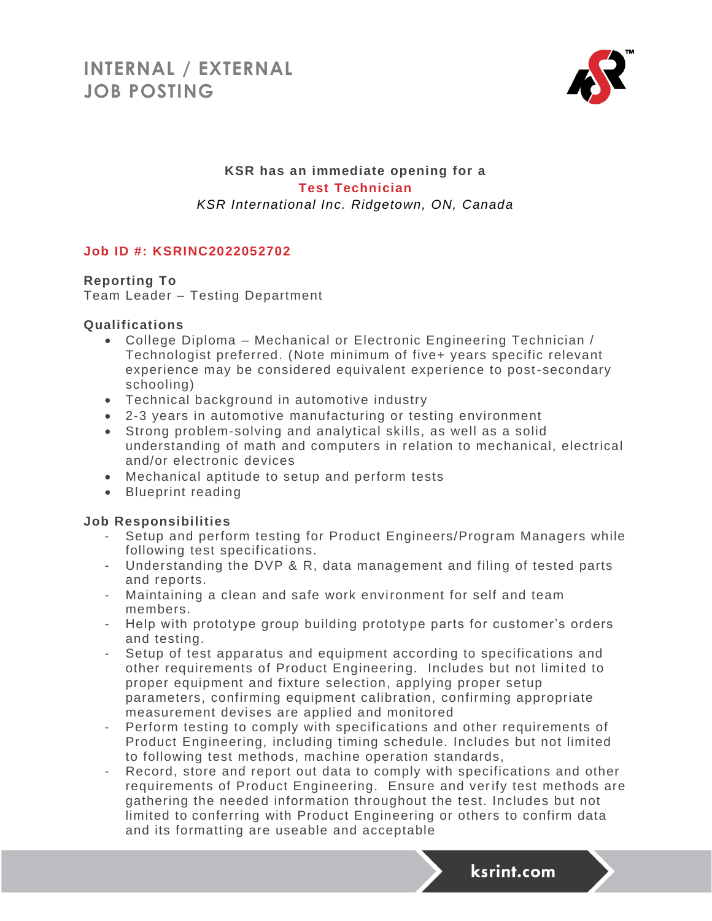# INTERNAL / EXTERNAL JOB POSTING

**KSR has an immediate opening for a**

**Test Technician**

*KSR International Inc. Ridgetown, ON, Canada*

**Job ID #: KSRINC2022052702**

**Reporting To**

Team Leader – Testing Department

**Qualifications**

- College Diploma – Mechanical or Electronic Engineering Technician / Technologist preferred. (Note minimum of five+ years specific relevant experience may be considered equivalent experience to post-secondary schooling)
- Technical background in automotive industry
- 2-3 years in automotive manufacturing or testing environment
- Strong problem-solving and analytical skills, as well as a solid understanding of math and computers in relation to mechanical, electrical and/or electronic devices
- Mechanical aptitude to setup and perform tests
- Blueprint reading

**Job Responsibilities**

- Setup and perform testing for Product Engineers/Program Managers while following test specifications.
- Understanding the DVP & R, data management and filing of tested parts and reports.
- Maintaining a clean and safe work environment for self and team members.
- Help with prototype group building prototype parts for customer's orders and testing.
- Setup of test apparatus and equipment according to specifications and other requirements of Product Engineering. Includes but not limited to proper equipment and fixture selection, applying proper setup parameters, confirming equipment calibration, confirming appropriate measurement devises are applied and monitored
- Perform testing to comply with specifications and other requirements of Product Engineering, including timing schedule. Includes but not limited to following test methods, machine operation standards,
- Record, store and report out data to comply with specifications and other requirements of Product Engineering. Ensure and verify test methods are gathering the needed information throughout the test. Includes but not limited to conferring with Product Engineering or others to confirm data and its formatting are useable and acceptable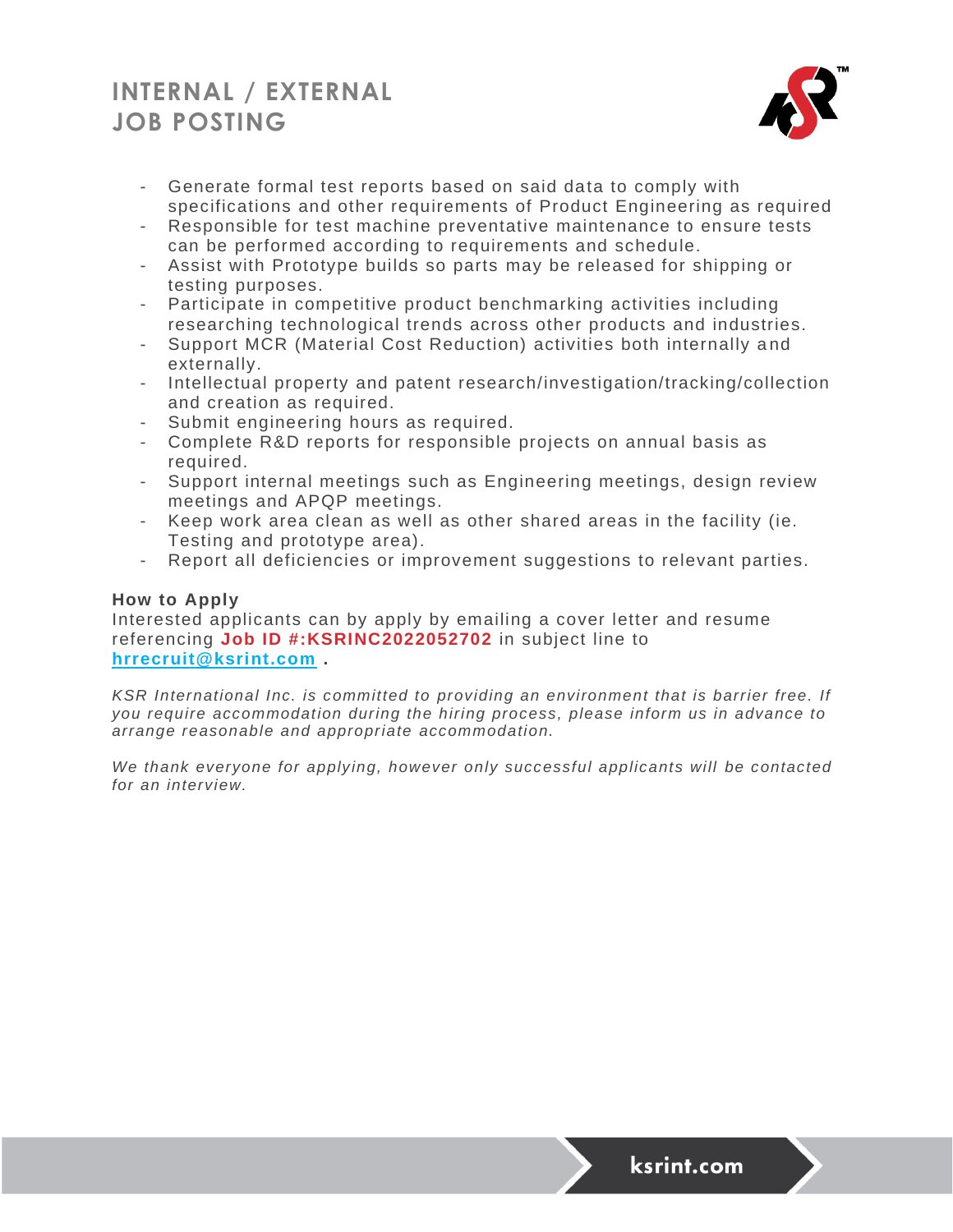- Generate formal test reports based on said data to comply with specifications and other requirements of Product Engineering as required
- Responsible for test machine preventative maintenance to ensure tests can be performed according to requirements and schedule.
- Assist with Prototype builds so parts may be released for shipping or testing purposes.
- Participate in competitive product benchmarking activities including researching technological trends across other products and industries.
- Support MCR (Material Cost Reduction) activities both internally and externally.
- Intellectual property and patent research/investigation/tracking/collection and creation as required.
- Submit engineering hours as required.
- Complete R&D reports for responsible projects on annual basis as required.
- Support internal meetings such as Engineering meetings, design review meetings and APQP meetings.
- Keep work area clean as well as other shared areas in the facility (ie. Testing and prototype area).
- Report all deficiencies or improvement suggestions to relevant parties.

**How to Apply**

Interested applicants can by apply by emailing a cover letter and resume referencing **Job ID #:KSRINC2022052702** in subject line to **hrrecruit@ksrint.com** .

*KSR International Inc. is committed to providing an environment that is barrier free. If you require accommodation during the hiring process, please inform us in advance to arrange reasonable and appropriate accommodation.*

*We thank everyone for applying, however only successful applicants will be contacted for an interview.*